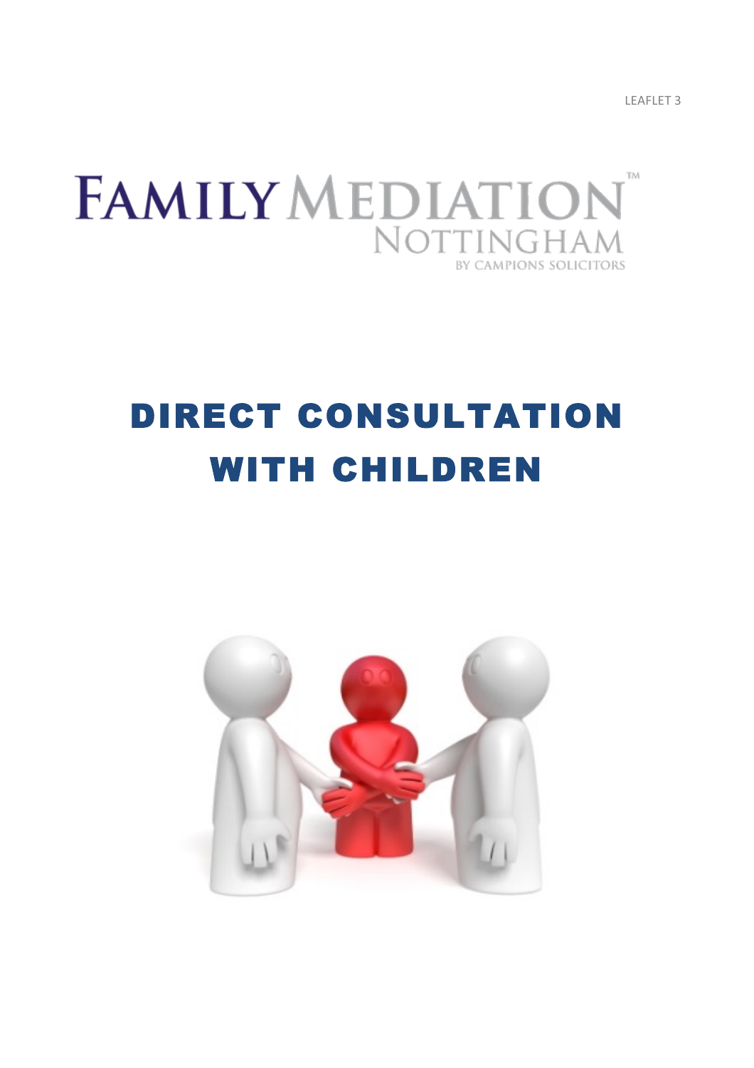LEAFLET 3

FAMILY MEDIATION™
NOTTINGHAM
BY CAMPIONS SOLICITORS

# DIRECT CONSULTATION WITH CHILDREN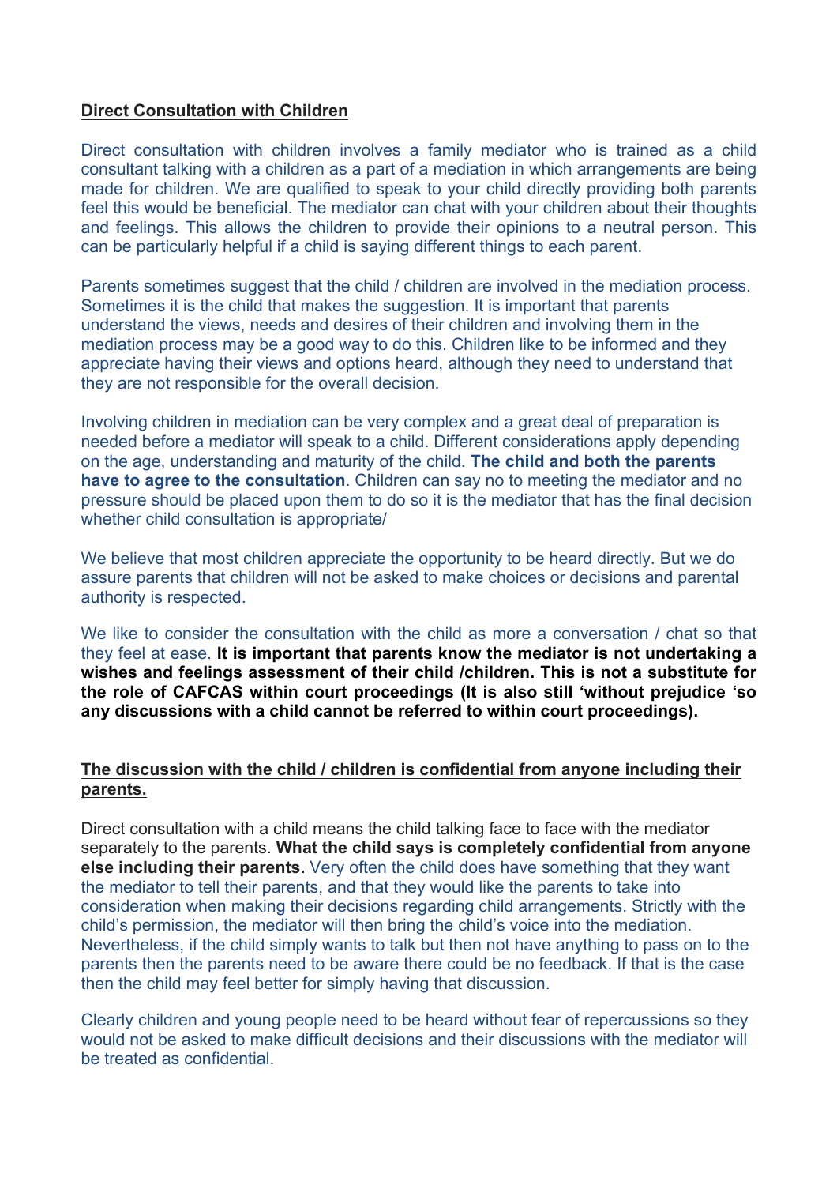**<u>Direct Consultation with Children</u>**

Direct consultation with children involves a family mediator who is trained as a child consultant talking with a children as a part of a mediation in which arrangements are being made for children. We are qualified to speak to your child directly providing both parents feel this would be beneficial. The mediator can chat with your children about their thoughts and feelings. This allows the children to provide their opinions to a neutral person. This can be particularly helpful if a child is saying different things to each parent.

Parents sometimes suggest that the child / children are involved in the mediation process. Sometimes it is the child that makes the suggestion. It is important that parents understand the views, needs and desires of their children and involving them in the mediation process may be a good way to do this. Children like to be informed and they appreciate having their views and options heard, although they need to understand that they are not responsible for the overall decision.

Involving children in mediation can be very complex and a great deal of preparation is needed before a mediator will speak to a child. Different considerations apply depending on the age, understanding and maturity of the child. **The child and both the parents have to agree to the consultation**. Children can say no to meeting the mediator and no pressure should be placed upon them to do so it is the mediator that has the final decision whether child consultation is appropriate/

We believe that most children appreciate the opportunity to be heard directly. But we do assure parents that children will not be asked to make choices or decisions and parental authority is respected.

We like to consider the consultation with the child as more a conversation / chat so that they feel at ease. **It is important that parents know the mediator is not undertaking a wishes and feelings assessment of their child /children. This is not a substitute for the role of CAFCAS within court proceedings (It is also still 'without prejudice 'so any discussions with a child cannot be referred to within court proceedings).**

**<u>The discussion with the child / children is confidential from anyone including their parents.</u>**

Direct consultation with a child means the child talking face to face with the mediator separately to the parents. **What the child says is completely confidential from anyone else including their parents.** Very often the child does have something that they want the mediator to tell their parents, and that they would like the parents to take into consideration when making their decisions regarding child arrangements. Strictly with the child's permission, the mediator will then bring the child's voice into the mediation. Nevertheless, if the child simply wants to talk but then not have anything to pass on to the parents then the parents need to be aware there could be no feedback. If that is the case then the child may feel better for simply having that discussion.

Clearly children and young people need to be heard without fear of repercussions so they would not be asked to make difficult decisions and their discussions with the mediator will be treated as confidential.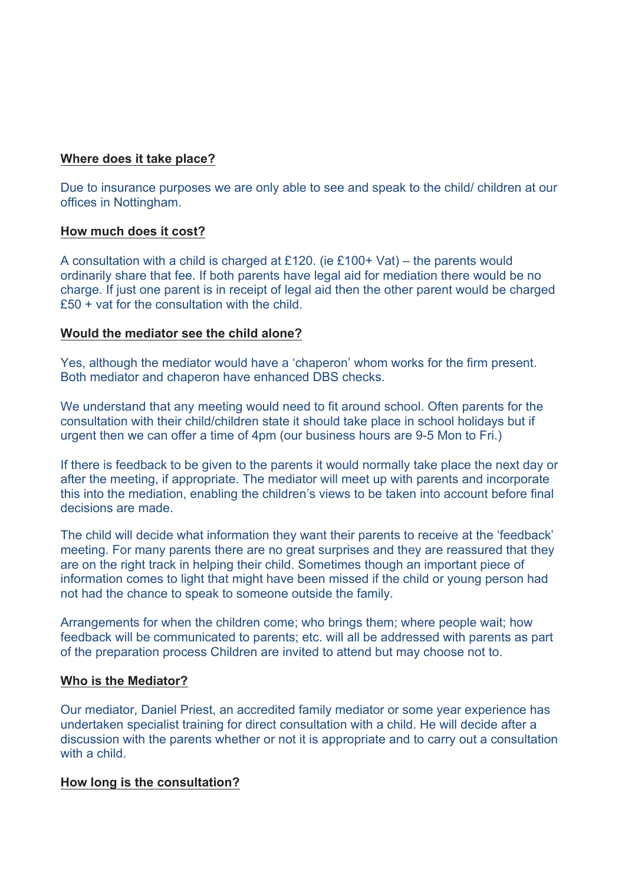**Where does it take place?**

Due to insurance purposes we are only able to see and speak to the child/ children at our offices in Nottingham.

**How much does it cost?**

A consultation with a child is charged at £120. (ie £100+ Vat) – the parents would ordinarily share that fee. If both parents have legal aid for mediation there would be no charge. If just one parent is in receipt of legal aid then the other parent would be charged £50 + vat for the consultation with the child.

**Would the mediator see the child alone?**

Yes, although the mediator would have a 'chaperon' whom works for the firm present. Both mediator and chaperon have enhanced DBS checks.

We understand that any meeting would need to fit around school. Often parents for the consultation with their child/children state it should take place in school holidays but if urgent then we can offer a time of 4pm (our business hours are 9-5 Mon to Fri.)

If there is feedback to be given to the parents it would normally take place the next day or after the meeting, if appropriate. The mediator will meet up with parents and incorporate this into the mediation, enabling the children's views to be taken into account before final decisions are made.

The child will decide what information they want their parents to receive at the 'feedback' meeting. For many parents there are no great surprises and they are reassured that they are on the right track in helping their child. Sometimes though an important piece of information comes to light that might have been missed if the child or young person had not had the chance to speak to someone outside the family.

Arrangements for when the children come; who brings them; where people wait; how feedback will be communicated to parents; etc. will all be addressed with parents as part of the preparation process Children are invited to attend but may choose not to.

**Who is the Mediator?**

Our mediator, Daniel Priest, an accredited family mediator or some year experience has undertaken specialist training for direct consultation with a child. He will decide after a discussion with the parents whether or not it is appropriate and to carry out a consultation with a child.

**How long is the consultation?**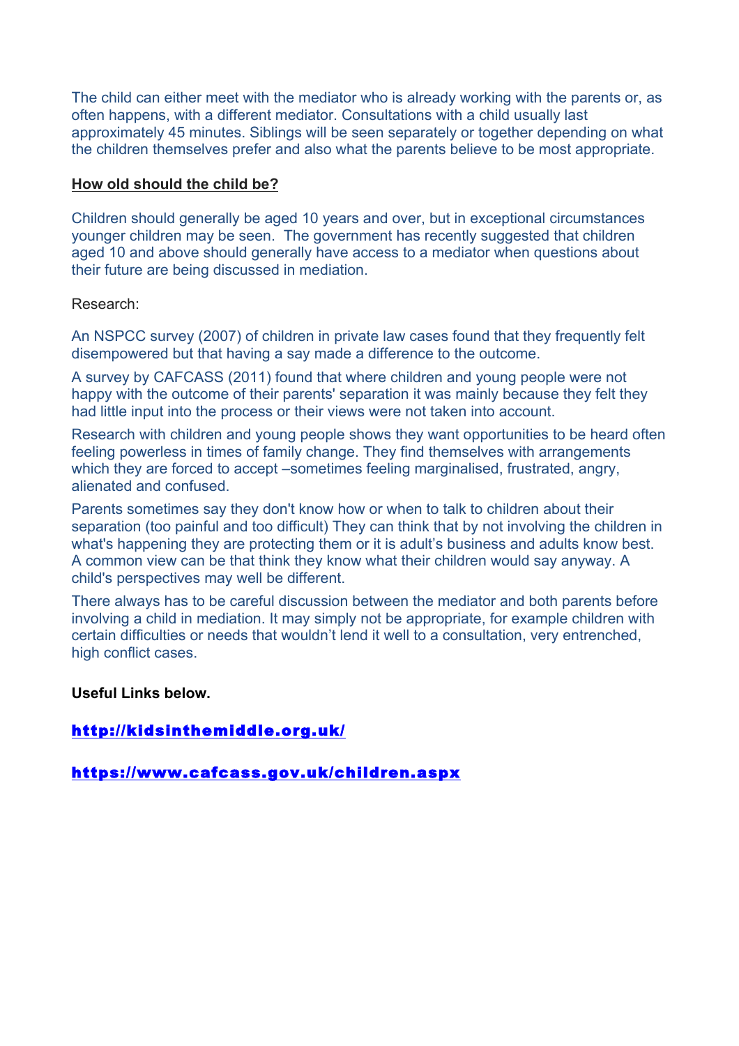The child can either meet with the mediator who is already working with the parents or, as often happens, with a different mediator. Consultations with a child usually last approximately 45 minutes. Siblings will be seen separately or together depending on what the children themselves prefer and also what the parents believe to be most appropriate.

**How old should the child be?**

Children should generally be aged 10 years and over, but in exceptional circumstances younger children may be seen. The government has recently suggested that children aged 10 and above should generally have access to a mediator when questions about their future are being discussed in mediation.

Research:

An NSPCC survey (2007) of children in private law cases found that they frequently felt disempowered but that having a say made a difference to the outcome.

A survey by CAFCASS (2011) found that where children and young people were not happy with the outcome of their parents' separation it was mainly because they felt they had little input into the process or their views were not taken into account.

Research with children and young people shows they want opportunities to be heard often feeling powerless in times of family change. They find themselves with arrangements which they are forced to accept –sometimes feeling marginalised, frustrated, angry, alienated and confused.

Parents sometimes say they don't know how or when to talk to children about their separation (too painful and too difficult) They can think that by not involving the children in what's happening they are protecting them or it is adult's business and adults know best. A common view can be that think they know what their children would say anyway. A child's perspectives may well be different.

There always has to be careful discussion between the mediator and both parents before involving a child in mediation. It may simply not be appropriate, for example children with certain difficulties or needs that wouldn't lend it well to a consultation, very entrenched, high conflict cases.

**Useful Links below.**

**http://kidsinthemiddle.org.uk/**

**https://www.cafcass.gov.uk/children.aspx**